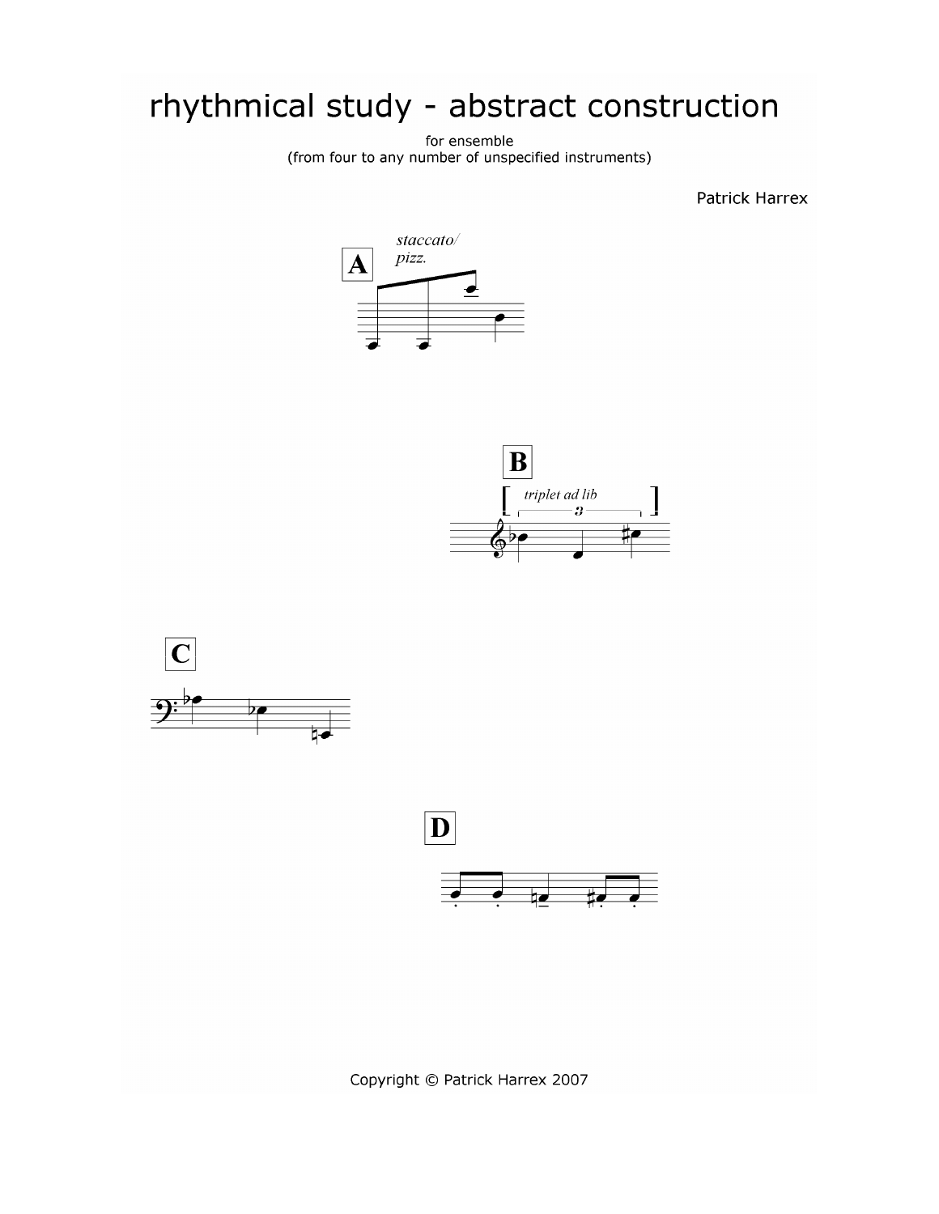# rhythmical study - abstract construction

for ensemble
(from four to any number of unspecified instruments)

Patrick Harrex

**A**

*staccato/ pizz.*

**B**

*triplet ad lib*

**C**

**D**

Copyright © Patrick Harrex 2007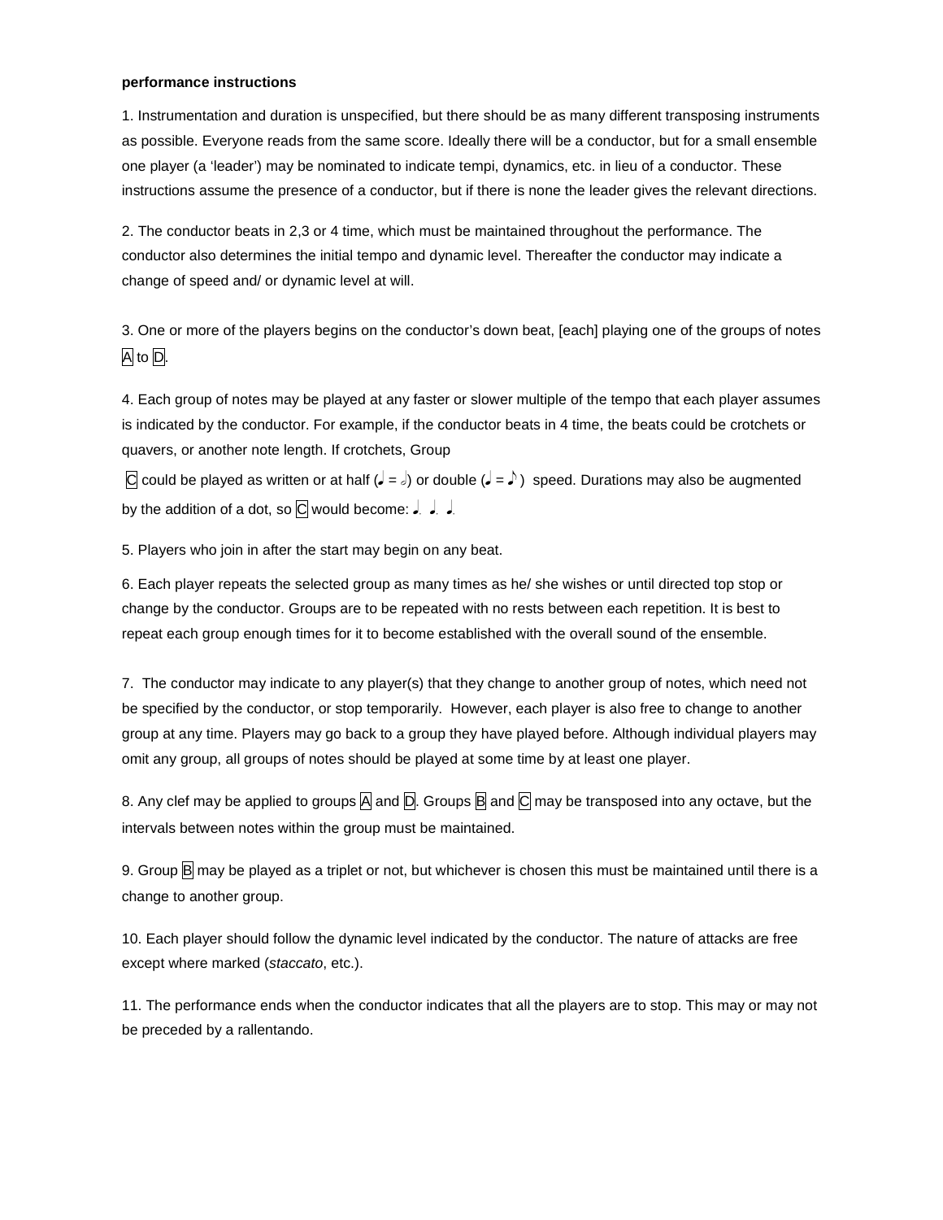**performance instructions**

1. Instrumentation and duration is unspecified, but there should be as many different transposing instruments as possible. Everyone reads from the same score. Ideally there will be a conductor, but for a small ensemble one player (a 'leader') may be nominated to indicate tempi, dynamics, etc. in lieu of a conductor. These instructions assume the presence of a conductor, but if there is none the leader gives the relevant directions.

2. The conductor beats in 2,3 or 4 time, which must be maintained throughout the performance. The conductor also determines the initial tempo and dynamic level. Thereafter the conductor may indicate a change of speed and/ or dynamic level at will.

3. One or more of the players begins on the conductor's down beat, [each] playing one of the groups of notes A to D.

4. Each group of notes may be played at any faster or slower multiple of the tempo that each player assumes is indicated by the conductor. For example, if the conductor beats in 4 time, the beats could be crotchets or quavers, or another note length. If crotchets, Group

C could be played as written or at half (♩ = 𝅗𝅥) or double (♩ = ♪) speed. Durations may also be augmented by the addition of a dot, so C would become: ♩. ♩. ♩.

5. Players who join in after the start may begin on any beat.

6. Each player repeats the selected group as many times as he/ she wishes or until directed top stop or change by the conductor. Groups are to be repeated with no rests between each repetition. It is best to repeat each group enough times for it to become established with the overall sound of the ensemble.

7. The conductor may indicate to any player(s) that they change to another group of notes, which need not be specified by the conductor, or stop temporarily. However, each player is also free to change to another group at any time. Players may go back to a group they have played before. Although individual players may omit any group, all groups of notes should be played at some time by at least one player.

8. Any clef may be applied to groups A and D. Groups B and C may be transposed into any octave, but the intervals between notes within the group must be maintained.

9. Group B may be played as a triplet or not, but whichever is chosen this must be maintained until there is a change to another group.

10. Each player should follow the dynamic level indicated by the conductor. The nature of attacks are free except where marked (*staccato*, etc.).

11. The performance ends when the conductor indicates that all the players are to stop. This may or may not be preceded by a rallentando.